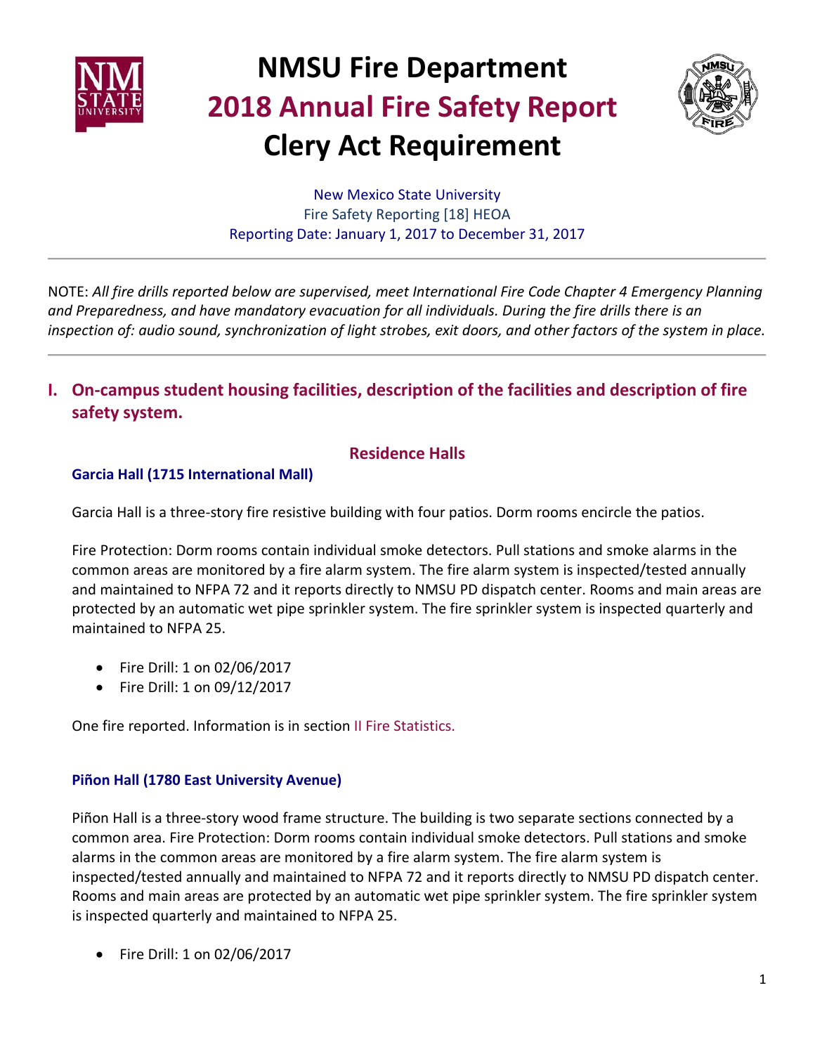# NMSU Fire Department
# 2018 Annual Fire Safety Report
# Clery Act Requirement

New Mexico State University
Fire Safety Reporting [18] HEOA
Reporting Date: January 1, 2017 to December 31, 2017

---

NOTE: *All fire drills reported below are supervised, meet International Fire Code Chapter 4 Emergency Planning and Preparedness, and have mandatory evacuation for all individuals. During the fire drills there is an inspection of: audio sound, synchronization of light strobes, exit doors, and other factors of the system in place.*

---

## I. On-campus student housing facilities, description of the facilities and description of fire safety system.

### Residence Halls

#### Garcia Hall (1715 International Mall)

Garcia Hall is a three-story fire resistive building with four patios. Dorm rooms encircle the patios.

Fire Protection: Dorm rooms contain individual smoke detectors. Pull stations and smoke alarms in the common areas are monitored by a fire alarm system. The fire alarm system is inspected/tested annually and maintained to NFPA 72 and it reports directly to NMSU PD dispatch center. Rooms and main areas are protected by an automatic wet pipe sprinkler system. The fire sprinkler system is inspected quarterly and maintained to NFPA 25.

- Fire Drill: 1 on 02/06/2017
- Fire Drill: 1 on 09/12/2017

One fire reported. Information is in section II Fire Statistics.

#### Piñon Hall (1780 East University Avenue)

Piñon Hall is a three-story wood frame structure. The building is two separate sections connected by a common area. Fire Protection: Dorm rooms contain individual smoke detectors. Pull stations and smoke alarms in the common areas are monitored by a fire alarm system. The fire alarm system is inspected/tested annually and maintained to NFPA 72 and it reports directly to NMSU PD dispatch center. Rooms and main areas are protected by an automatic wet pipe sprinkler system. The fire sprinkler system is inspected quarterly and maintained to NFPA 25.

- Fire Drill: 1 on 02/06/2017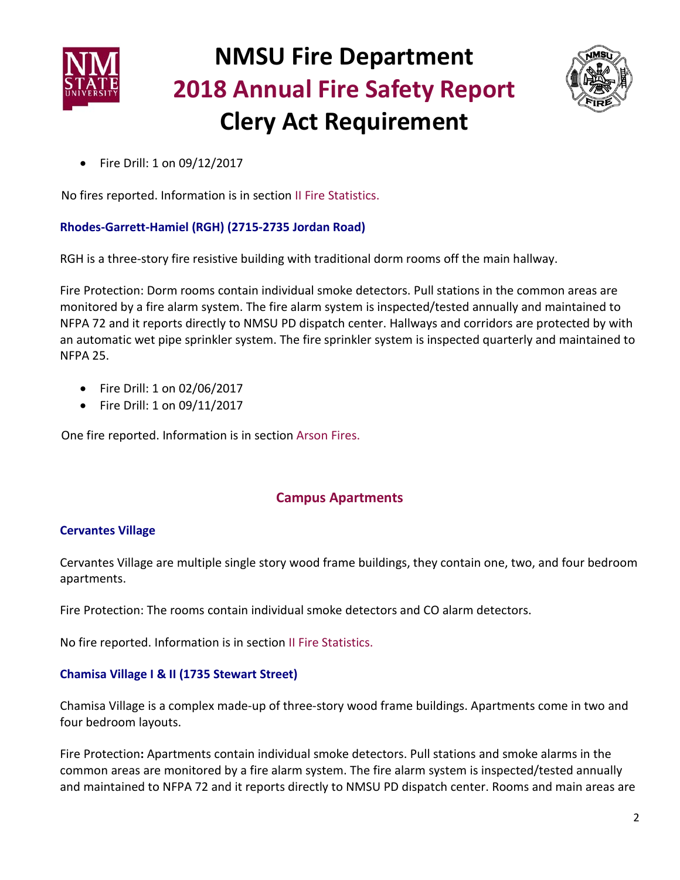- Fire Drill: 1 on 09/12/2017

No fires reported. Information is in section II Fire Statistics.

### Rhodes-Garrett-Hamiel (RGH) (2715-2735 Jordan Road)

RGH is a three-story fire resistive building with traditional dorm rooms off the main hallway.

Fire Protection: Dorm rooms contain individual smoke detectors. Pull stations in the common areas are monitored by a fire alarm system. The fire alarm system is inspected/tested annually and maintained to NFPA 72 and it reports directly to NMSU PD dispatch center. Hallways and corridors are protected by with an automatic wet pipe sprinkler system. The fire sprinkler system is inspected quarterly and maintained to NFPA 25.

- Fire Drill: 1 on 02/06/2017
- Fire Drill: 1 on 09/11/2017

One fire reported. Information is in section Arson Fires.

## Campus Apartments

### Cervantes Village

Cervantes Village are multiple single story wood frame buildings, they contain one, two, and four bedroom apartments.

Fire Protection: The rooms contain individual smoke detectors and CO alarm detectors.

No fire reported. Information is in section II Fire Statistics.

### Chamisa Village I & II (1735 Stewart Street)

Chamisa Village is a complex made-up of three-story wood frame buildings. Apartments come in two and four bedroom layouts.

Fire Protection**:** Apartments contain individual smoke detectors. Pull stations and smoke alarms in the common areas are monitored by a fire alarm system. The fire alarm system is inspected/tested annually and maintained to NFPA 72 and it reports directly to NMSU PD dispatch center. Rooms and main areas are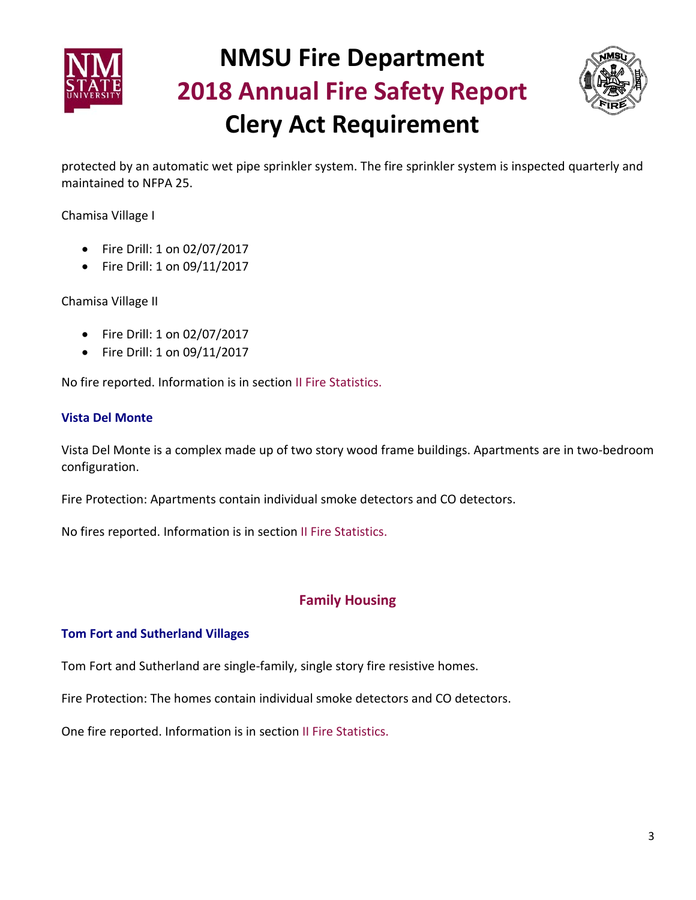protected by an automatic wet pipe sprinkler system. The fire sprinkler system is inspected quarterly and maintained to NFPA 25.

Chamisa Village I

- Fire Drill: 1 on 02/07/2017
- Fire Drill: 1 on 09/11/2017

Chamisa Village II

- Fire Drill: 1 on 02/07/2017
- Fire Drill: 1 on 09/11/2017

No fire reported. Information is in section II Fire Statistics.

### Vista Del Monte

Vista Del Monte is a complex made up of two story wood frame buildings. Apartments are in two-bedroom configuration.

Fire Protection: Apartments contain individual smoke detectors and CO detectors.

No fires reported. Information is in section II Fire Statistics.

## Family Housing

### Tom Fort and Sutherland Villages

Tom Fort and Sutherland are single-family, single story fire resistive homes.

Fire Protection: The homes contain individual smoke detectors and CO detectors.

One fire reported. Information is in section II Fire Statistics.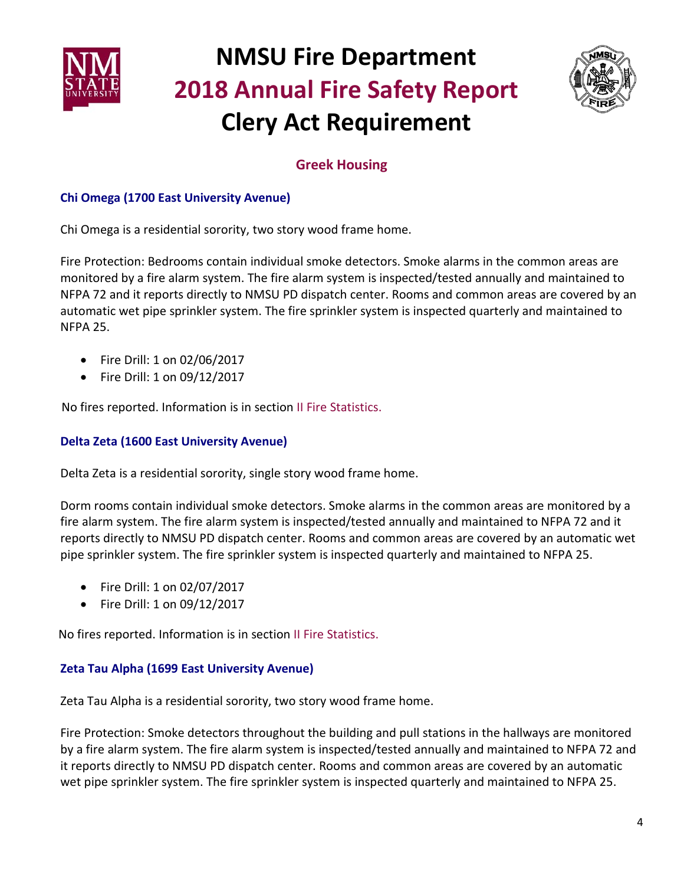# NMSU Fire Department
# 2018 Annual Fire Safety Report
# Clery Act Requirement

## Greek Housing

### Chi Omega (1700 East University Avenue)

Chi Omega is a residential sorority, two story wood frame home.

Fire Protection: Bedrooms contain individual smoke detectors. Smoke alarms in the common areas are monitored by a fire alarm system. The fire alarm system is inspected/tested annually and maintained to NFPA 72 and it reports directly to NMSU PD dispatch center. Rooms and common areas are covered by an automatic wet pipe sprinkler system. The fire sprinkler system is inspected quarterly and maintained to NFPA 25.

- Fire Drill: 1 on 02/06/2017
- Fire Drill: 1 on 09/12/2017

No fires reported. Information is in section II Fire Statistics.

### Delta Zeta (1600 East University Avenue)

Delta Zeta is a residential sorority, single story wood frame home.

Dorm rooms contain individual smoke detectors. Smoke alarms in the common areas are monitored by a fire alarm system. The fire alarm system is inspected/tested annually and maintained to NFPA 72 and it reports directly to NMSU PD dispatch center. Rooms and common areas are covered by an automatic wet pipe sprinkler system. The fire sprinkler system is inspected quarterly and maintained to NFPA 25.

- Fire Drill: 1 on 02/07/2017
- Fire Drill: 1 on 09/12/2017

No fires reported. Information is in section II Fire Statistics.

### Zeta Tau Alpha (1699 East University Avenue)

Zeta Tau Alpha is a residential sorority, two story wood frame home.

Fire Protection: Smoke detectors throughout the building and pull stations in the hallways are monitored by a fire alarm system. The fire alarm system is inspected/tested annually and maintained to NFPA 72 and it reports directly to NMSU PD dispatch center. Rooms and common areas are covered by an automatic wet pipe sprinkler system. The fire sprinkler system is inspected quarterly and maintained to NFPA 25.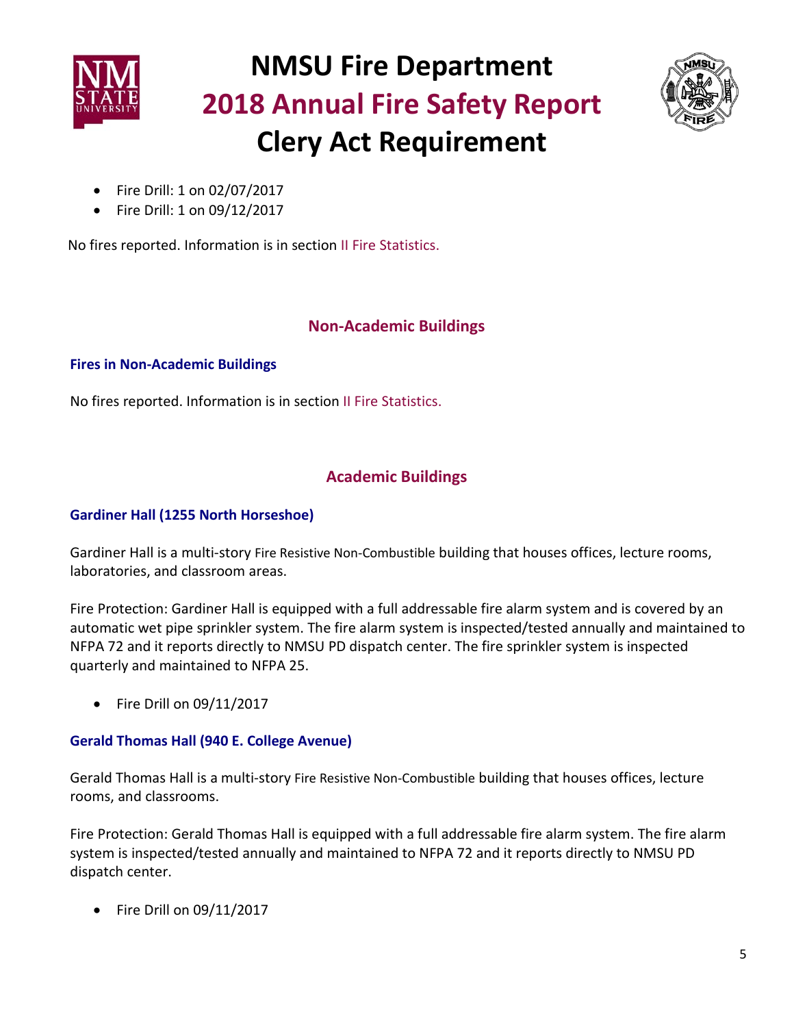- Fire Drill: 1 on 02/07/2017
- Fire Drill: 1 on 09/12/2017

No fires reported. Information is in section II Fire Statistics.

## Non-Academic Buildings

### Fires in Non-Academic Buildings

No fires reported. Information is in section II Fire Statistics.

## Academic Buildings

### Gardiner Hall (1255 North Horseshoe)

Gardiner Hall is a multi-story Fire Resistive Non-Combustible building that houses offices, lecture rooms, laboratories, and classroom areas.

Fire Protection: Gardiner Hall is equipped with a full addressable fire alarm system and is covered by an automatic wet pipe sprinkler system. The fire alarm system is inspected/tested annually and maintained to NFPA 72 and it reports directly to NMSU PD dispatch center. The fire sprinkler system is inspected quarterly and maintained to NFPA 25.

- Fire Drill on 09/11/2017

### Gerald Thomas Hall (940 E. College Avenue)

Gerald Thomas Hall is a multi-story Fire Resistive Non-Combustible building that houses offices, lecture rooms, and classrooms.

Fire Protection: Gerald Thomas Hall is equipped with a full addressable fire alarm system. The fire alarm system is inspected/tested annually and maintained to NFPA 72 and it reports directly to NMSU PD dispatch center.

- Fire Drill on 09/11/2017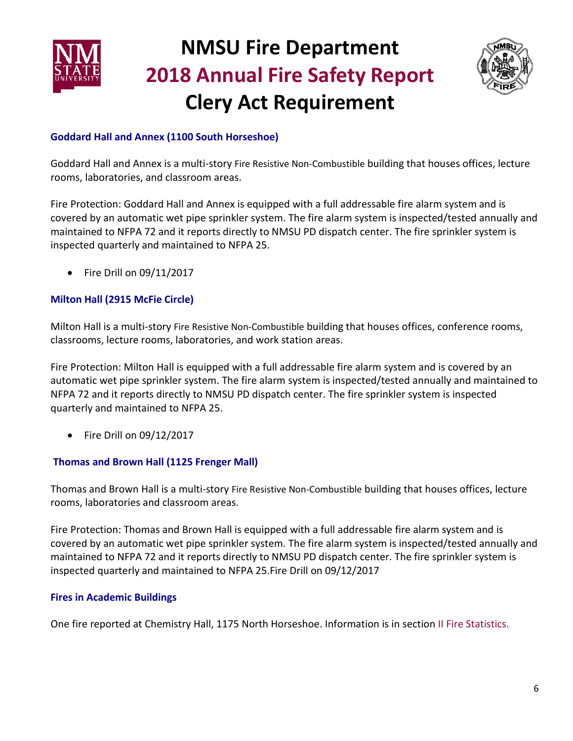### Goddard Hall and Annex (1100 South Horseshoe)

Goddard Hall and Annex is a multi-story Fire Resistive Non-Combustible building that houses offices, lecture rooms, laboratories, and classroom areas.

Fire Protection: Goddard Hall and Annex is equipped with a full addressable fire alarm system and is covered by an automatic wet pipe sprinkler system. The fire alarm system is inspected/tested annually and maintained to NFPA 72 and it reports directly to NMSU PD dispatch center. The fire sprinkler system is inspected quarterly and maintained to NFPA 25.

- Fire Drill on 09/11/2017

### Milton Hall (2915 McFie Circle)

Milton Hall is a multi-story Fire Resistive Non-Combustible building that houses offices, conference rooms, classrooms, lecture rooms, laboratories, and work station areas.

Fire Protection: Milton Hall is equipped with a full addressable fire alarm system and is covered by an automatic wet pipe sprinkler system. The fire alarm system is inspected/tested annually and maintained to NFPA 72 and it reports directly to NMSU PD dispatch center. The fire sprinkler system is inspected quarterly and maintained to NFPA 25.

- Fire Drill on 09/12/2017

### Thomas and Brown Hall (1125 Frenger Mall)

Thomas and Brown Hall is a multi-story Fire Resistive Non-Combustible building that houses offices, lecture rooms, laboratories and classroom areas.

Fire Protection: Thomas and Brown Hall is equipped with a full addressable fire alarm system and is covered by an automatic wet pipe sprinkler system. The fire alarm system is inspected/tested annually and maintained to NFPA 72 and it reports directly to NMSU PD dispatch center. The fire sprinkler system is inspected quarterly and maintained to NFPA 25.Fire Drill on 09/12/2017

### Fires in Academic Buildings

One fire reported at Chemistry Hall, 1175 North Horseshoe. Information is in section II Fire Statistics.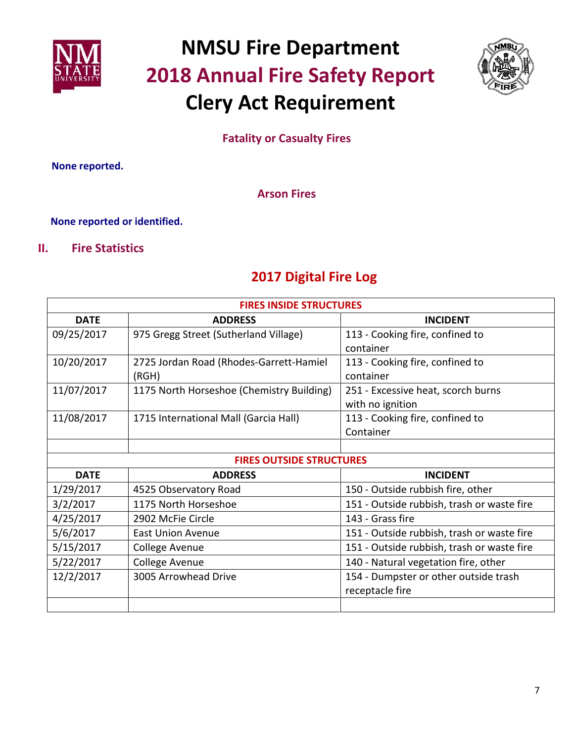# NMSU Fire Department
# 2018 Annual Fire Safety Report
# Clery Act Requirement

### Fatality or Casualty Fires

**None reported.**

### Arson Fires

**None reported or identified.**

## II. Fire Statistics

### 2017 Digital Fire Log

| FIRES INSIDE STRUCTURES | | |
|---|---|---|
| **DATE** | **ADDRESS** | **INCIDENT** |
| 09/25/2017 | 975 Gregg Street (Sutherland Village) | 113 - Cooking fire, confined to container |
| 10/20/2017 | 2725 Jordan Road (Rhodes-Garrett-Hamiel (RGH) | 113 - Cooking fire, confined to container |
| 11/07/2017 | 1175 North Horseshoe (Chemistry Building) | 251 - Excessive heat, scorch burns with no ignition |
| 11/08/2017 | 1715 International Mall (Garcia Hall) | 113 - Cooking fire, confined to Container |
| | | |

| FIRES OUTSIDE STRUCTURES | | |
|---|---|---|
| **DATE** | **ADDRESS** | **INCIDENT** |
| 1/29/2017 | 4525 Observatory Road | 150 - Outside rubbish fire, other |
| 3/2/2017 | 1175 North Horseshoe | 151 - Outside rubbish, trash or waste fire |
| 4/25/2017 | 2902 McFie Circle | 143 - Grass fire |
| 5/6/2017 | East Union Avenue | 151 - Outside rubbish, trash or waste fire |
| 5/15/2017 | College Avenue | 151 - Outside rubbish, trash or waste fire |
| 5/22/2017 | College Avenue | 140 - Natural vegetation fire, other |
| 12/2/2017 | 3005 Arrowhead Drive | 154 - Dumpster or other outside trash receptacle fire |
| | | |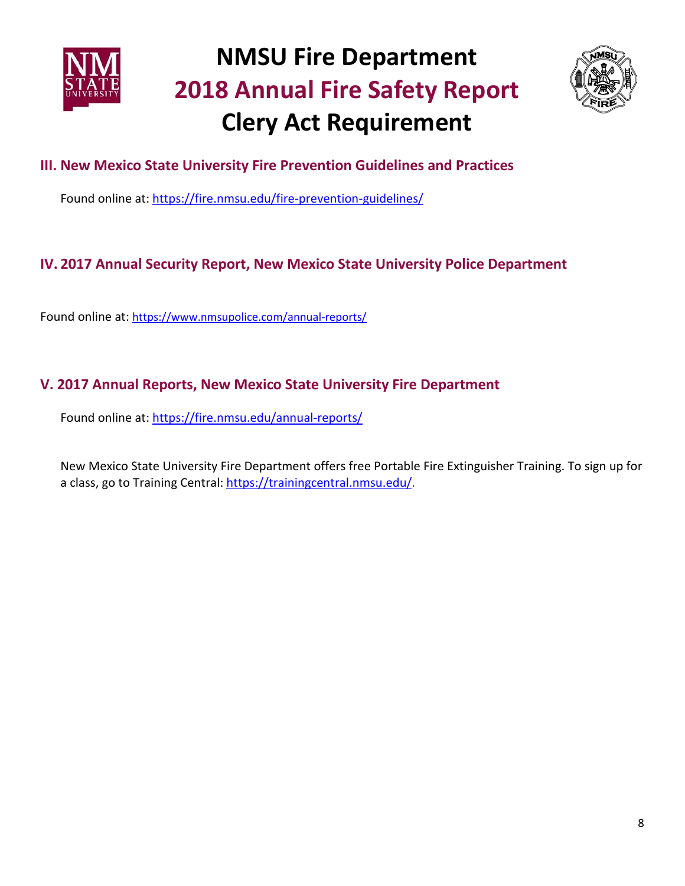# NMSU Fire Department
# 2018 Annual Fire Safety Report
# Clery Act Requirement

## III. New Mexico State University Fire Prevention Guidelines and Practices

Found online at: https://fire.nmsu.edu/fire-prevention-guidelines/

## IV. 2017 Annual Security Report, New Mexico State University Police Department

Found online at: https://www.nmsupolice.com/annual-reports/

## V. 2017 Annual Reports, New Mexico State University Fire Department

Found online at: https://fire.nmsu.edu/annual-reports/

New Mexico State University Fire Department offers free Portable Fire Extinguisher Training. To sign up for a class, go to Training Central: https://trainingcentral.nmsu.edu/.